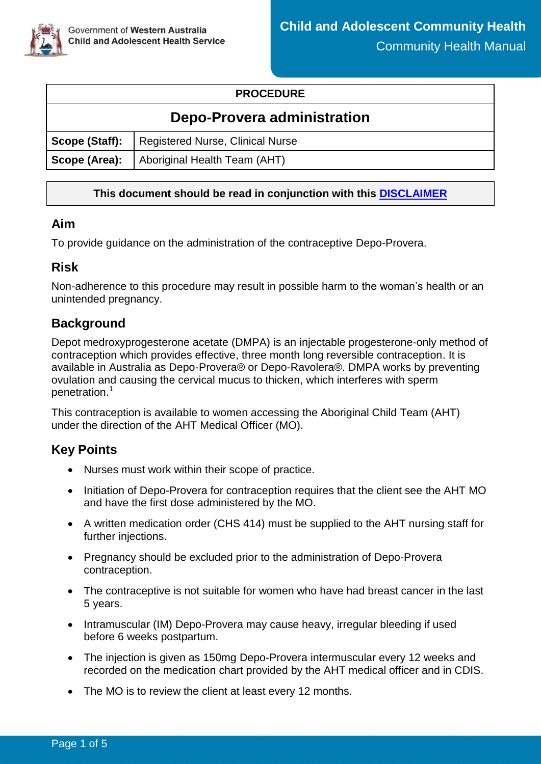| PROCEDURE | |
|---|---|
| **Depo-Provera administration** | |
| **Scope (Staff):** | Registered Nurse, Clinical Nurse |
| **Scope (Area):** | Aboriginal Health Team (AHT) |

**This document should be read in conjunction with this DISCLAIMER**

## Aim

To provide guidance on the administration of the contraceptive Depo-Provera.

## Risk

Non-adherence to this procedure may result in possible harm to the woman's health or an unintended pregnancy.

## Background

Depot medroxyprogesterone acetate (DMPA) is an injectable progesterone-only method of contraception which provides effective, three month long reversible contraception. It is available in Australia as Depo-Provera® or Depo-Ravolera®. DMPA works by preventing ovulation and causing the cervical mucus to thicken, which interferes with sperm penetration.[1]

This contraception is available to women accessing the Aboriginal Child Team (AHT) under the direction of the AHT Medical Officer (MO).

## Key Points

- Nurses must work within their scope of practice.
- Initiation of Depo-Provera for contraception requires that the client see the AHT MO and have the first dose administered by the MO.
- A written medication order (CHS 414) must be supplied to the AHT nursing staff for further injections.
- Pregnancy should be excluded prior to the administration of Depo-Provera contraception.
- The contraceptive is not suitable for women who have had breast cancer in the last 5 years.
- Intramuscular (IM) Depo-Provera may cause heavy, irregular bleeding if used before 6 weeks postpartum.
- The injection is given as 150mg Depo-Provera intermuscular every 12 weeks and recorded on the medication chart provided by the AHT medical officer and in CDIS.
- The MO is to review the client at least every 12 months.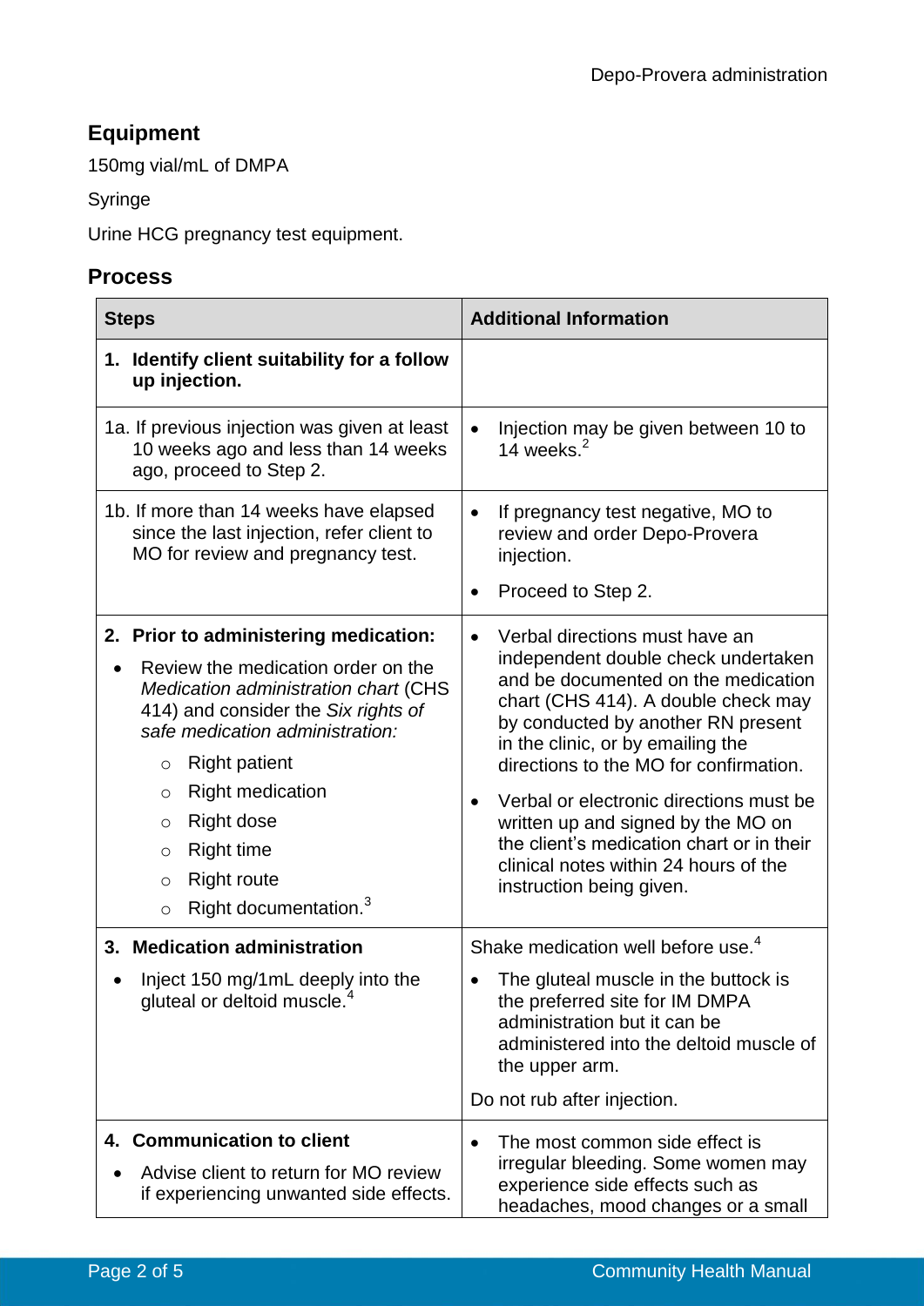## Equipment

150mg vial/mL of DMPA

Syringe

Urine HCG pregnancy test equipment.

## Process

| Steps | Additional Information |
|---|---|
| **1. Identify client suitability for a follow up injection.** | |
| 1a. If previous injection was given at least 10 weeks ago and less than 14 weeks ago, proceed to Step 2. | • Injection may be given between 10 to 14 weeks.[2] |
| 1b. If more than 14 weeks have elapsed since the last injection, refer client to MO for review and pregnancy test. | • If pregnancy test negative, MO to review and order Depo-Provera injection.<br>• Proceed to Step 2. |
| **2. Prior to administering medication:**<br>• Review the medication order on the *Medication administration chart* (CHS 414) and consider the *Six rights of safe medication administration:*<br>○ Right patient<br>○ Right medication<br>○ Right dose<br>○ Right time<br>○ Right route<br>○ Right documentation.[3] | • Verbal directions must have an independent double check undertaken and be documented on the medication chart (CHS 414). A double check may by conducted by another RN present in the clinic, or by emailing the directions to the MO for confirmation.<br>• Verbal or electronic directions must be written up and signed by the MO on the client's medication chart or in their clinical notes within 24 hours of the instruction being given. |
| **3. Medication administration**<br>• Inject 150 mg/1mL deeply into the gluteal or deltoid muscle.[4] | Shake medication well before use.[4]<br>• The gluteal muscle in the buttock is the preferred site for IM DMPA administration but it can be administered into the deltoid muscle of the upper arm.<br>Do not rub after injection. |
| **4. Communication to client**<br>• Advise client to return for MO review if experiencing unwanted side effects. | • The most common side effect is irregular bleeding. Some women may experience side effects such as headaches, mood changes or a small |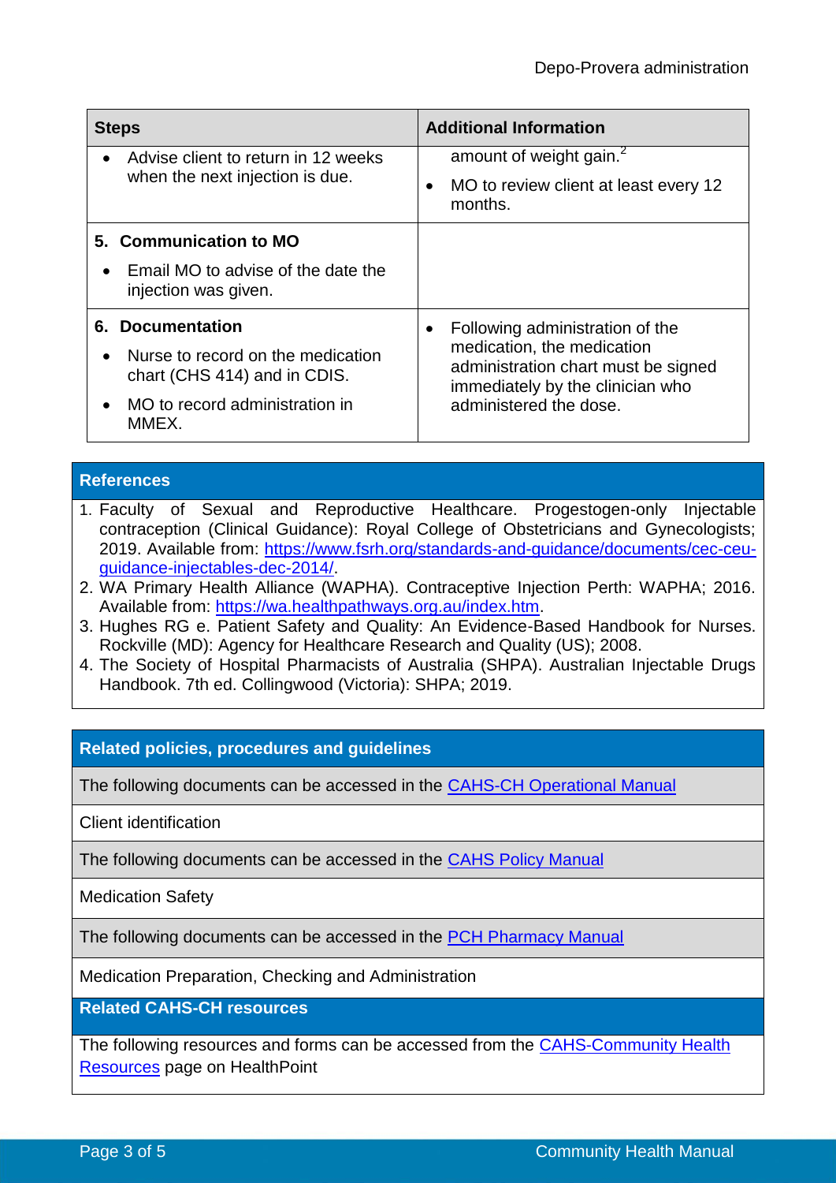| Steps | Additional Information |
|---|---|
| • Advise client to return in 12 weeks when the next injection is due. | amount of weight gain.[2] • MO to review client at least every 12 months. |
| **5. Communication to MO** • Email MO to advise of the date the injection was given. | |
| **6. Documentation** • Nurse to record on the medication chart (CHS 414) and in CDIS. • MO to record administration in MMEX. | • Following administration of the medication, the medication administration chart must be signed immediately by the clinician who administered the dose. |

## References

1. Faculty of Sexual and Reproductive Healthcare. Progestogen-only Injectable contraception (Clinical Guidance): Royal College of Obstetricians and Gynecologists; 2019. Available from: https://www.fsrh.org/standards-and-guidance/documents/cec-ceu-guidance-injectables-dec-2014/.
2. WA Primary Health Alliance (WAPHA). Contraceptive Injection Perth: WAPHA; 2016. Available from: https://wa.healthpathways.org.au/index.htm.
3. Hughes RG e. Patient Safety and Quality: An Evidence-Based Handbook for Nurses. Rockville (MD): Agency for Healthcare Research and Quality (US); 2008.
4. The Society of Hospital Pharmacists of Australia (SHPA). Australian Injectable Drugs Handbook. 7th ed. Collingwood (Victoria): SHPA; 2019.

## Related policies, procedures and guidelines

The following documents can be accessed in the CAHS-CH Operational Manual

Client identification

The following documents can be accessed in the CAHS Policy Manual

Medication Safety

The following documents can be accessed in the PCH Pharmacy Manual

Medication Preparation, Checking and Administration

## Related CAHS-CH resources

The following resources and forms can be accessed from the CAHS-Community Health Resources page on HealthPoint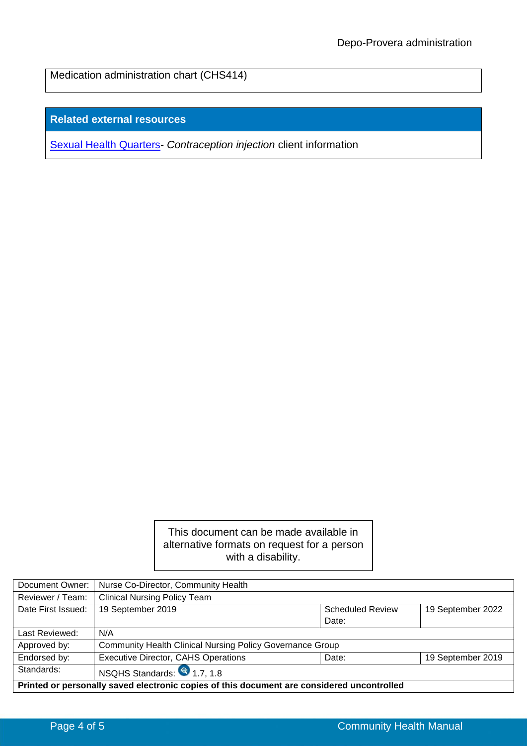| |
|---|
| Medication administration chart (CHS414) |

| Related external resources |
|---|
| Sexual Health Quarters- *Contraception injection* client information |

This document can be made available in alternative formats on request for a person with a disability.

| | | | |
|---|---|---|---|
| Document Owner: | Nurse Co-Director, Community Health | | |
| Reviewer / Team: | Clinical Nursing Policy Team | | |
| Date First Issued: | 19 September 2019 | Scheduled Review Date: | 19 September 2022 |
| Last Reviewed: | N/A | | |
| Approved by: | Community Health Clinical Nursing Policy Governance Group | | |
| Endorsed by: | Executive Director, CAHS Operations | Date: | 19 September 2019 |
| Standards: | NSQHS Standards: 1.7, 1.8 | | |
| **Printed or personally saved electronic copies of this document are considered uncontrolled** | | | |